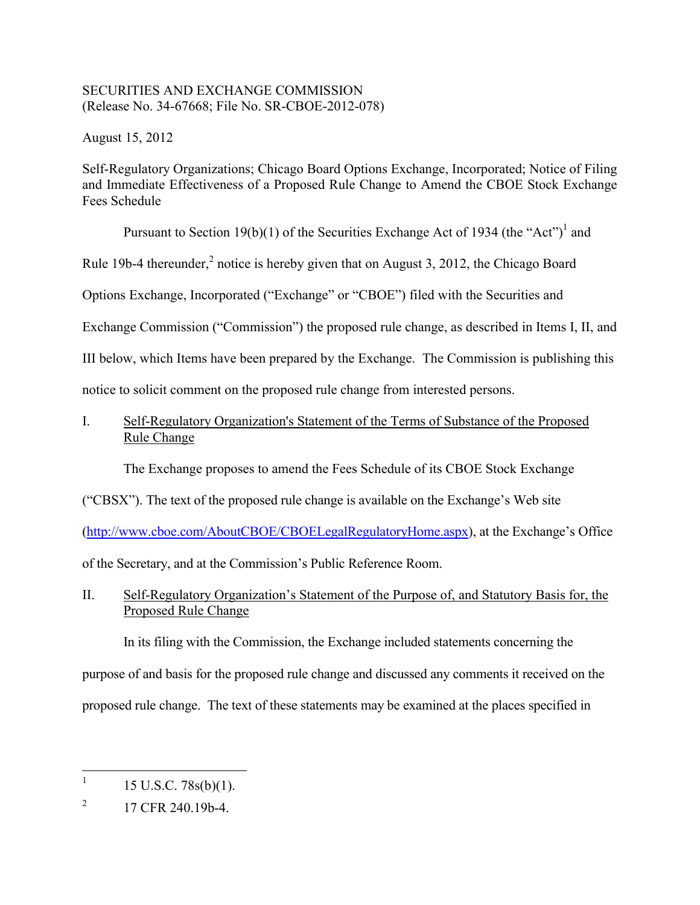SECURITIES AND EXCHANGE COMMISSION
(Release No. 34-67668; File No. SR-CBOE-2012-078)

August 15, 2012

Self-Regulatory Organizations; Chicago Board Options Exchange, Incorporated; Notice of Filing and Immediate Effectiveness of a Proposed Rule Change to Amend the CBOE Stock Exchange Fees Schedule

Pursuant to Section 19(b)(1) of the Securities Exchange Act of 1934 (the "Act")[1] and Rule 19b-4 thereunder,[2] notice is hereby given that on August 3, 2012, the Chicago Board Options Exchange, Incorporated ("Exchange" or "CBOE") filed with the Securities and Exchange Commission ("Commission") the proposed rule change, as described in Items I, II, and III below, which Items have been prepared by the Exchange. The Commission is publishing this notice to solicit comment on the proposed rule change from interested persons.

## I. Self-Regulatory Organization's Statement of the Terms of Substance of the Proposed Rule Change

The Exchange proposes to amend the Fees Schedule of its CBOE Stock Exchange ("CBSX"). The text of the proposed rule change is available on the Exchange's Web site (http://www.cboe.com/AboutCBOE/CBOELegalRegulatoryHome.aspx), at the Exchange's Office of the Secretary, and at the Commission's Public Reference Room.

## II. Self-Regulatory Organization's Statement of the Purpose of, and Statutory Basis for, the Proposed Rule Change

In its filing with the Commission, the Exchange included statements concerning the purpose of and basis for the proposed rule change and discussed any comments it received on the proposed rule change. The text of these statements may be examined at the places specified in

---

[1] 15 U.S.C. 78s(b)(1).

[2] 17 CFR 240.19b-4.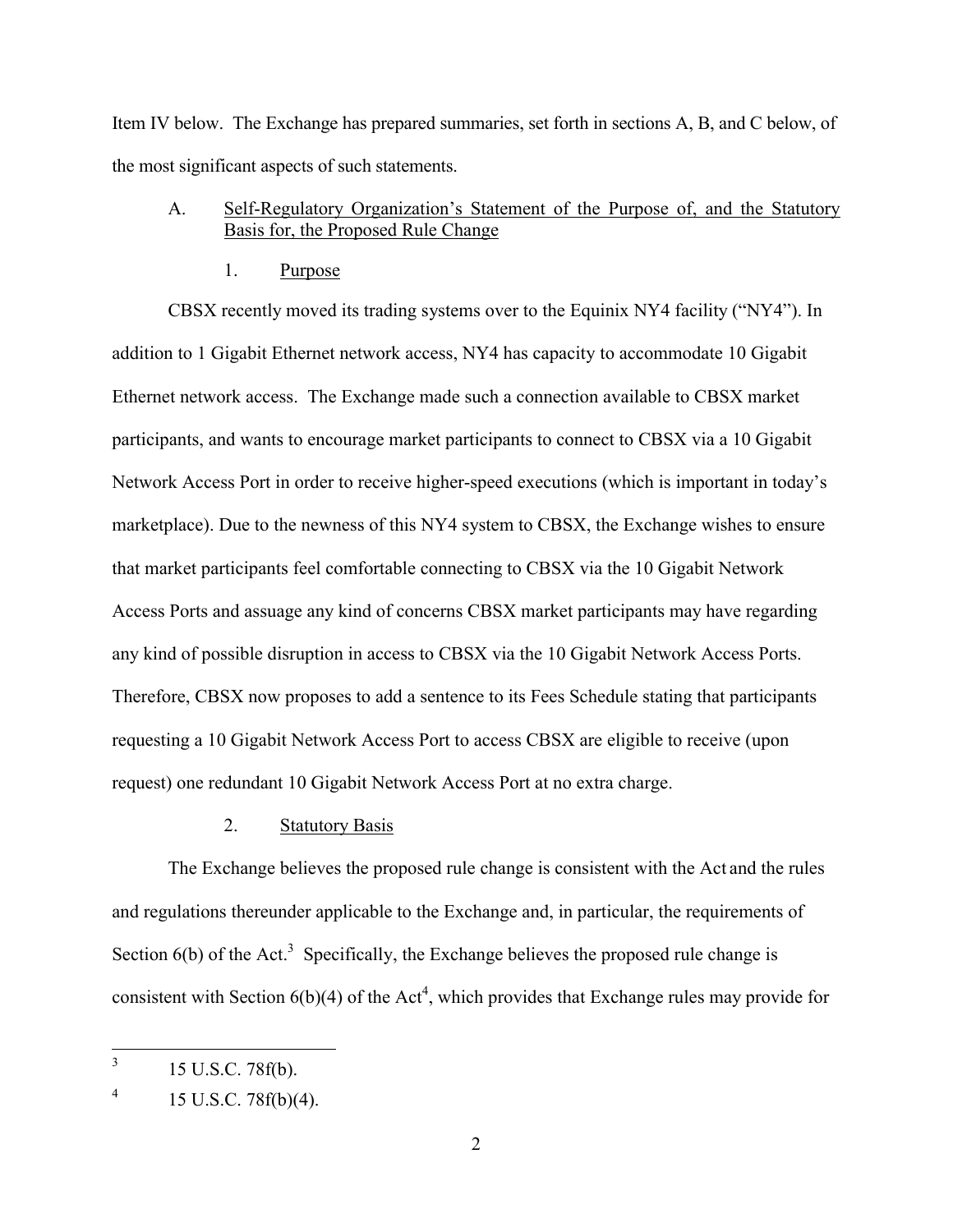Item IV below. The Exchange has prepared summaries, set forth in sections A, B, and C below, of the most significant aspects of such statements.

A. Self-Regulatory Organization's Statement of the Purpose of, and the Statutory Basis for, the Proposed Rule Change

1. Purpose

CBSX recently moved its trading systems over to the Equinix NY4 facility ("NY4"). In addition to 1 Gigabit Ethernet network access, NY4 has capacity to accommodate 10 Gigabit Ethernet network access. The Exchange made such a connection available to CBSX market participants, and wants to encourage market participants to connect to CBSX via a 10 Gigabit Network Access Port in order to receive higher-speed executions (which is important in today's marketplace). Due to the newness of this NY4 system to CBSX, the Exchange wishes to ensure that market participants feel comfortable connecting to CBSX via the 10 Gigabit Network Access Ports and assuage any kind of concerns CBSX market participants may have regarding any kind of possible disruption in access to CBSX via the 10 Gigabit Network Access Ports. Therefore, CBSX now proposes to add a sentence to its Fees Schedule stating that participants requesting a 10 Gigabit Network Access Port to access CBSX are eligible to receive (upon request) one redundant 10 Gigabit Network Access Port at no extra charge.

2. Statutory Basis

The Exchange believes the proposed rule change is consistent with the Act and the rules and regulations thereunder applicable to the Exchange and, in particular, the requirements of Section 6(b) of the Act.[3] Specifically, the Exchange believes the proposed rule change is consistent with Section 6(b)(4) of the Act[4], which provides that Exchange rules may provide for

---

[3] 15 U.S.C. 78f(b).

[4] 15 U.S.C. 78f(b)(4).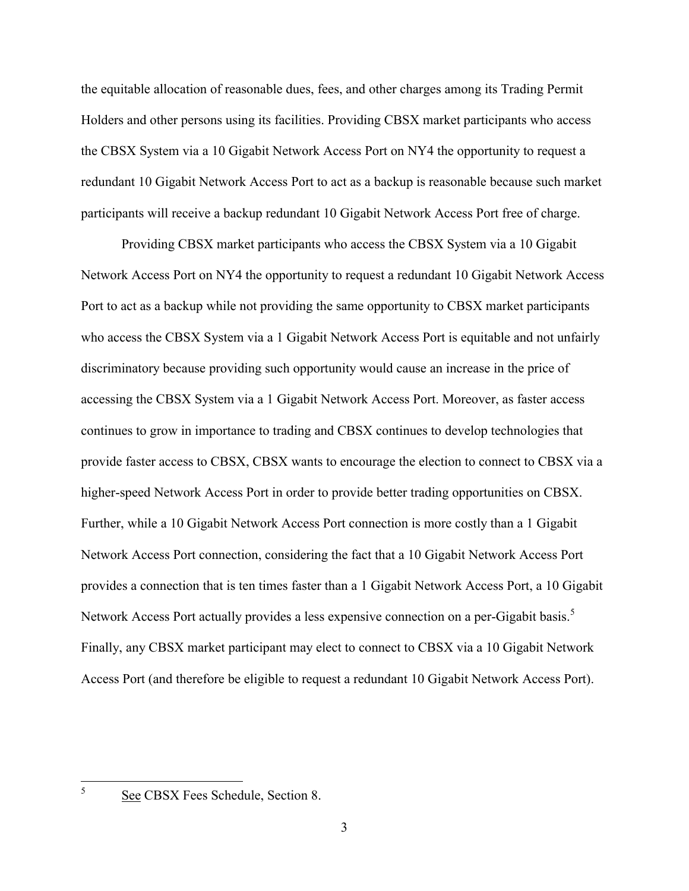the equitable allocation of reasonable dues, fees, and other charges among its Trading Permit Holders and other persons using its facilities. Providing CBSX market participants who access the CBSX System via a 10 Gigabit Network Access Port on NY4 the opportunity to request a redundant 10 Gigabit Network Access Port to act as a backup is reasonable because such market participants will receive a backup redundant 10 Gigabit Network Access Port free of charge.

Providing CBSX market participants who access the CBSX System via a 10 Gigabit Network Access Port on NY4 the opportunity to request a redundant 10 Gigabit Network Access Port to act as a backup while not providing the same opportunity to CBSX market participants who access the CBSX System via a 1 Gigabit Network Access Port is equitable and not unfairly discriminatory because providing such opportunity would cause an increase in the price of accessing the CBSX System via a 1 Gigabit Network Access Port. Moreover, as faster access continues to grow in importance to trading and CBSX continues to develop technologies that provide faster access to CBSX, CBSX wants to encourage the election to connect to CBSX via a higher-speed Network Access Port in order to provide better trading opportunities on CBSX. Further, while a 10 Gigabit Network Access Port connection is more costly than a 1 Gigabit Network Access Port connection, considering the fact that a 10 Gigabit Network Access Port provides a connection that is ten times faster than a 1 Gigabit Network Access Port, a 10 Gigabit Network Access Port actually provides a less expensive connection on a per-Gigabit basis.[5] Finally, any CBSX market participant may elect to connect to CBSX via a 10 Gigabit Network Access Port (and therefore be eligible to request a redundant 10 Gigabit Network Access Port).

---

[5] See CBSX Fees Schedule, Section 8.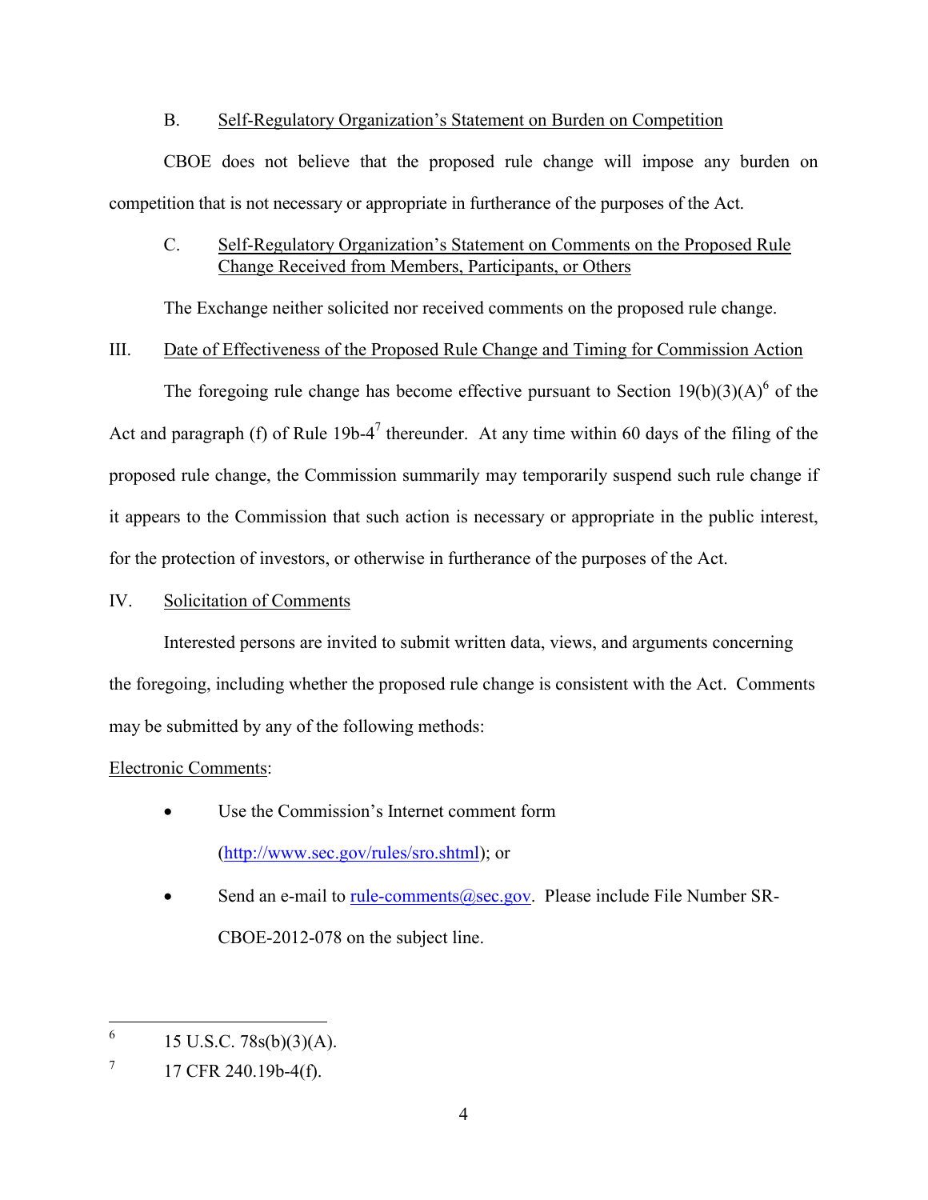B. Self-Regulatory Organization's Statement on Burden on Competition

CBOE does not believe that the proposed rule change will impose any burden on competition that is not necessary or appropriate in furtherance of the purposes of the Act.

C. Self-Regulatory Organization's Statement on Comments on the Proposed Rule Change Received from Members, Participants, or Others

The Exchange neither solicited nor received comments on the proposed rule change.

## III. Date of Effectiveness of the Proposed Rule Change and Timing for Commission Action

The foregoing rule change has become effective pursuant to Section 19(b)(3)(A)[6] of the Act and paragraph (f) of Rule 19b-4[7] thereunder. At any time within 60 days of the filing of the proposed rule change, the Commission summarily may temporarily suspend such rule change if it appears to the Commission that such action is necessary or appropriate in the public interest, for the protection of investors, or otherwise in furtherance of the purposes of the Act.

## IV. Solicitation of Comments

Interested persons are invited to submit written data, views, and arguments concerning the foregoing, including whether the proposed rule change is consistent with the Act. Comments may be submitted by any of the following methods:

Electronic Comments:

- Use the Commission's Internet comment form (http://www.sec.gov/rules/sro.shtml); or
- Send an e-mail to rule-comments@sec.gov. Please include File Number SR-CBOE-2012-078 on the subject line.

---

[6] 15 U.S.C. 78s(b)(3)(A).

[7] 17 CFR 240.19b-4(f).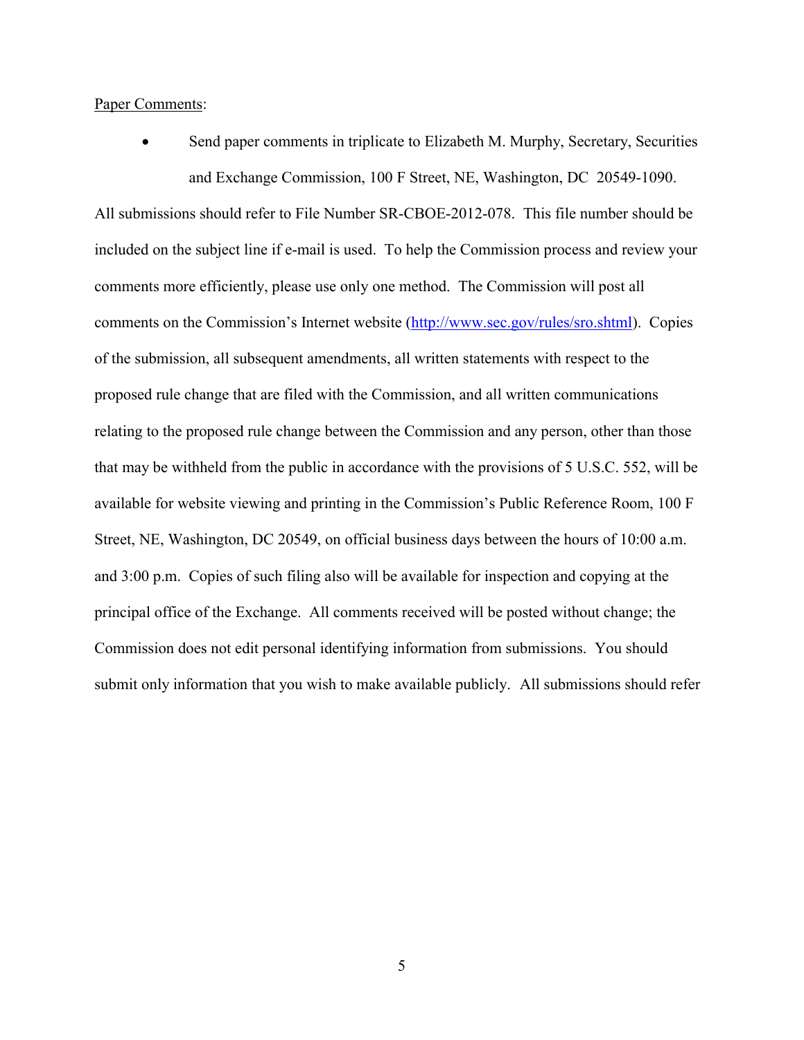Paper Comments:

- Send paper comments in triplicate to Elizabeth M. Murphy, Secretary, Securities and Exchange Commission, 100 F Street, NE, Washington, DC 20549-1090.

All submissions should refer to File Number SR-CBOE-2012-078. This file number should be included on the subject line if e-mail is used. To help the Commission process and review your comments more efficiently, please use only one method. The Commission will post all comments on the Commission's Internet website (http://www.sec.gov/rules/sro.shtml). Copies of the submission, all subsequent amendments, all written statements with respect to the proposed rule change that are filed with the Commission, and all written communications relating to the proposed rule change between the Commission and any person, other than those that may be withheld from the public in accordance with the provisions of 5 U.S.C. 552, will be available for website viewing and printing in the Commission's Public Reference Room, 100 F Street, NE, Washington, DC 20549, on official business days between the hours of 10:00 a.m. and 3:00 p.m. Copies of such filing also will be available for inspection and copying at the principal office of the Exchange. All comments received will be posted without change; the Commission does not edit personal identifying information from submissions. You should submit only information that you wish to make available publicly. All submissions should refer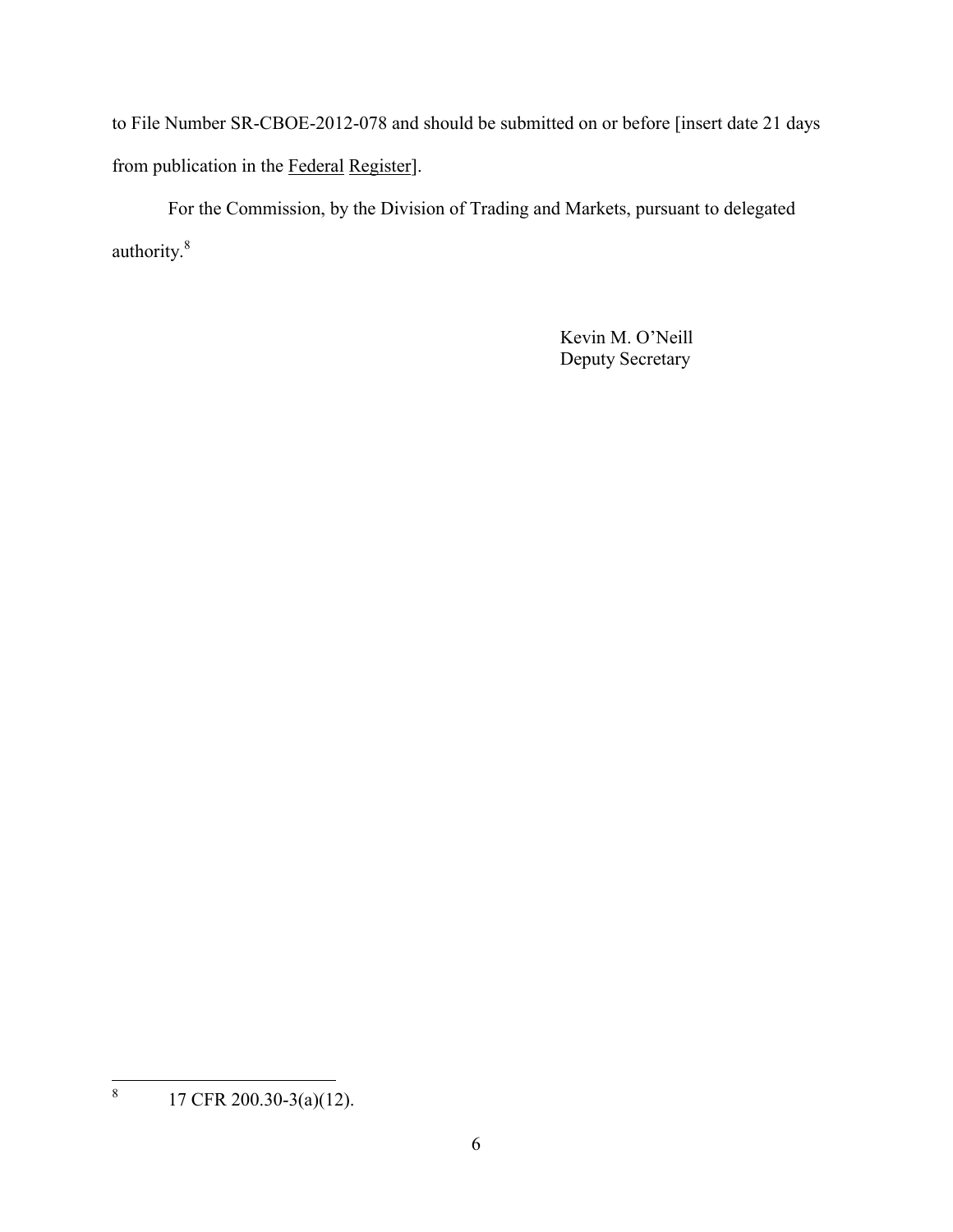to File Number SR-CBOE-2012-078 and should be submitted on or before [insert date 21 days from publication in the Federal Register].

For the Commission, by the Division of Trading and Markets, pursuant to delegated authority.[8]

Kevin M. O'Neill
Deputy Secretary

---

[8] 17 CFR 200.30-3(a)(12).